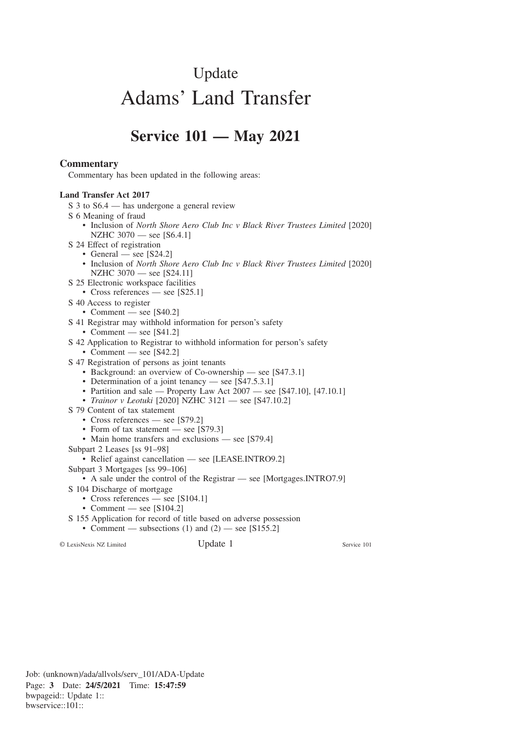# Update

# Adams' Land Transfer

## Service 101 — May 2021

### Commentary

Commentary has been updated in the following areas:

**Land Transfer Act 2017**

S 3 to S6.4 — has undergone a general review

S 6 Meaning of fraud

- Inclusion of *North Shore Aero Club Inc v Black River Trustees Limited* [2020] NZHC 3070 — see [S6.4.1]

S 24 Effect of registration

- General — see [S24.2]
- Inclusion of *North Shore Aero Club Inc v Black River Trustees Limited* [2020] NZHC 3070 — see [S24.11]

S 25 Electronic workspace facilities

- Cross references — see [S25.1]

S 40 Access to register

- Comment — see [S40.2]

S 41 Registrar may withhold information for person's safety

- Comment — see [S41.2]

S 42 Application to Registrar to withhold information for person's safety

- Comment — see [S42.2]

S 47 Registration of persons as joint tenants

- Background: an overview of Co-ownership — see [S47.3.1]
- Determination of a joint tenancy — see [S47.5.3.1]
- Partition and sale — Property Law Act 2007 — see [S47.10], [47.10.1]
- *Trainor v Leotuki* [2020] NZHC 3121 — see [S47.10.2]

S 79 Content of tax statement

- Cross references — see [S79.2]
- Form of tax statement — see [S79.3]
- Main home transfers and exclusions — see [S79.4]

Subpart 2 Leases [ss 91–98]

- Relief against cancellation — see [LEASE.INTRO9.2]

Subpart 3 Mortgages [ss 99–106]

- A sale under the control of the Registrar — see [Mortgages.INTRO7.9]

S 104 Discharge of mortgage

- Cross references — see [S104.1]
- Comment — see [S104.2]

S 155 Application for record of title based on adverse possession

- Comment — subsections (1) and (2) — see [S155.2]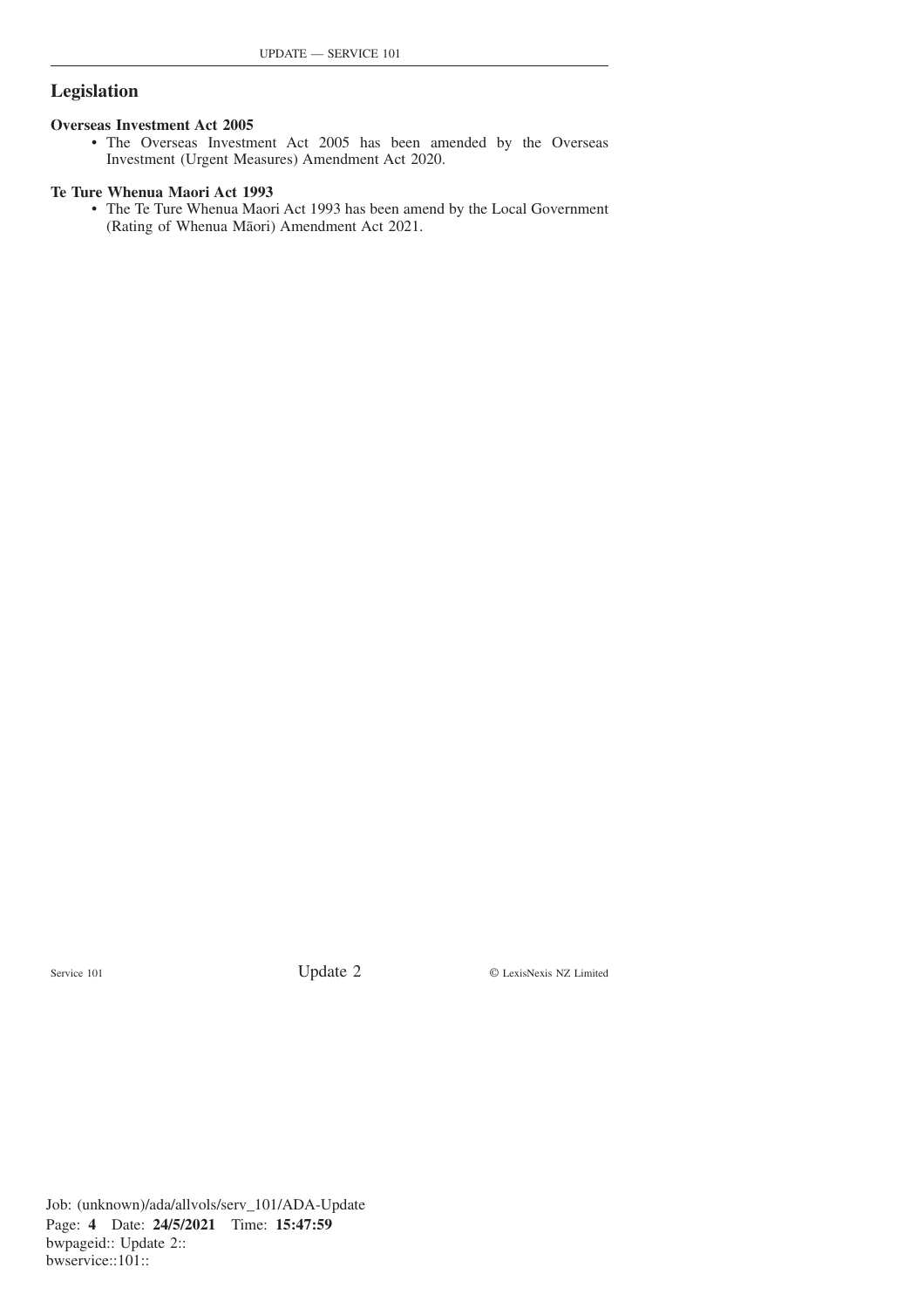## Legislation

**Overseas Investment Act 2005**

- The Overseas Investment Act 2005 has been amended by the Overseas Investment (Urgent Measures) Amendment Act 2020.

**Te Ture Whenua Maori Act 1993**

- The Te Ture Whenua Maori Act 1993 has been amend by the Local Government (Rating of Whenua Māori) Amendment Act 2021.